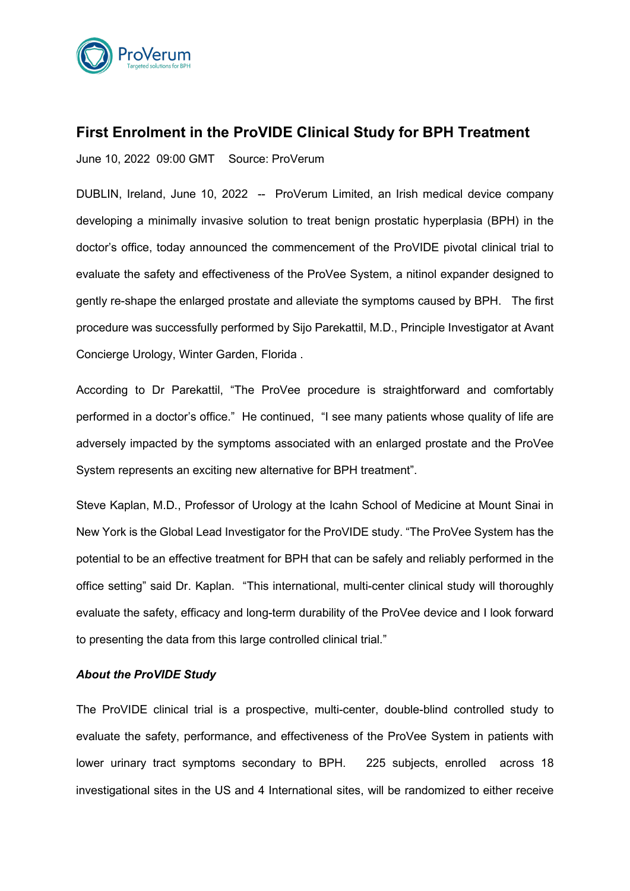ProVerum
Targeted solutions for BPH

# First Enrolment in the ProVIDE Clinical Study for BPH Treatment

June 10, 2022 09:00 GMT Source: ProVerum

DUBLIN, Ireland, June 10, 2022 -- ProVerum Limited, an Irish medical device company developing a minimally invasive solution to treat benign prostatic hyperplasia (BPH) in the doctor's office, today announced the commencement of the ProVIDE pivotal clinical trial to evaluate the safety and effectiveness of the ProVee System, a nitinol expander designed to gently re-shape the enlarged prostate and alleviate the symptoms caused by BPH. The first procedure was successfully performed by Sijo Parekattil, M.D., Principle Investigator at Avant Concierge Urology, Winter Garden, Florida .

According to Dr Parekattil, "The ProVee procedure is straightforward and comfortably performed in a doctor's office." He continued, "I see many patients whose quality of life are adversely impacted by the symptoms associated with an enlarged prostate and the ProVee System represents an exciting new alternative for BPH treatment".

Steve Kaplan, M.D., Professor of Urology at the Icahn School of Medicine at Mount Sinai in New York is the Global Lead Investigator for the ProVIDE study. "The ProVee System has the potential to be an effective treatment for BPH that can be safely and reliably performed in the office setting" said Dr. Kaplan. "This international, multi-center clinical study will thoroughly evaluate the safety, efficacy and long-term durability of the ProVee device and I look forward to presenting the data from this large controlled clinical trial."

***About the ProVIDE Study***

The ProVIDE clinical trial is a prospective, multi-center, double-blind controlled study to evaluate the safety, performance, and effectiveness of the ProVee System in patients with lower urinary tract symptoms secondary to BPH. 225 subjects, enrolled across 18 investigational sites in the US and 4 International sites, will be randomized to either receive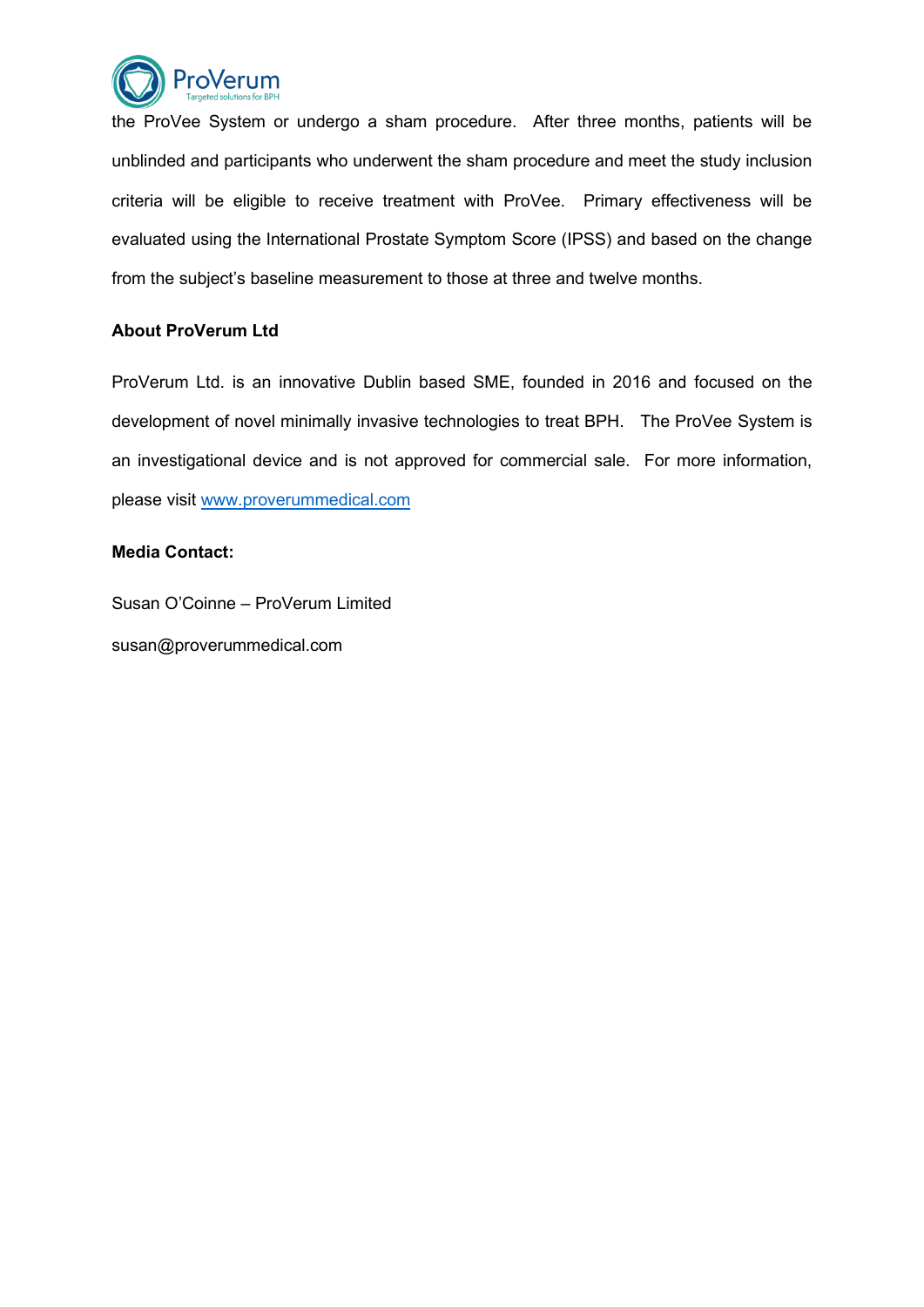the ProVee System or undergo a sham procedure. After three months, patients will be unblinded and participants who underwent the sham procedure and meet the study inclusion criteria will be eligible to receive treatment with ProVee. Primary effectiveness will be evaluated using the International Prostate Symptom Score (IPSS) and based on the change from the subject's baseline measurement to those at three and twelve months.

**About ProVerum Ltd**

ProVerum Ltd. is an innovative Dublin based SME, founded in 2016 and focused on the development of novel minimally invasive technologies to treat BPH. The ProVee System is an investigational device and is not approved for commercial sale. For more information, please visit [www.proverummedical.com](http://www.proverummedical.com)

**Media Contact:**

Susan O'Coinne – ProVerum Limited

susan@proverummedical.com